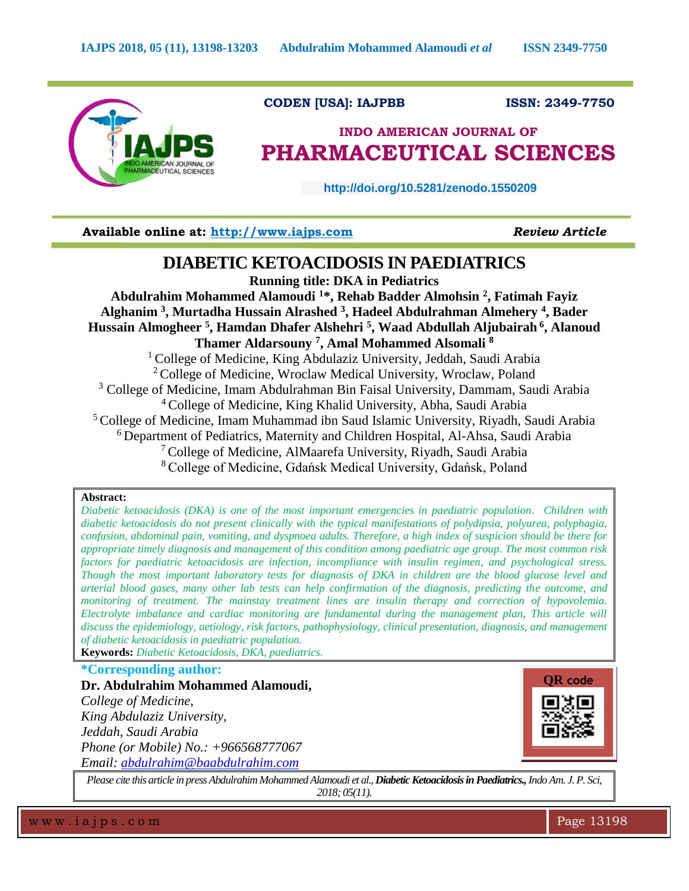CODEN [USA]: IAJPBB ISSN: 2349-7750

INDO AMERICAN JOURNAL OF
**PHARMACEUTICAL SCIENCES**

http://doi.org/10.5281/zenodo.1550209

**Available online at: http://www.iajps.com** *Review Article*

# DIABETIC KETOACIDOSIS IN PAEDIATRICS

**Running title: DKA in Pediatrics**

**Abdulrahim Mohammed Alamoudi [1]*, Rehab Badder Almohsin [2], Fatimah Fayiz Alghanim [3], Murtadha Hussain Alrashed [3], Hadeel Abdulrahman Almehery [4], Bader Hussain Almogheer [5], Hamdan Dhafer Alshehri [5], Waad Abdullah Aljubairah [6], Alanoud Thamer Aldarsouny [7], Amal Mohammed Alsomali [8]**

[1] College of Medicine, King Abdulaziz University, Jeddah, Saudi Arabia
[2] College of Medicine, Wroclaw Medical University, Wroclaw, Poland
[3] College of Medicine, Imam Abdulrahman Bin Faisal University, Dammam, Saudi Arabia
[4] College of Medicine, King Khalid University, Abha, Saudi Arabia
[5] College of Medicine, Imam Muhammad ibn Saud Islamic University, Riyadh, Saudi Arabia
[6] Department of Pediatrics, Maternity and Children Hospital, Al-Ahsa, Saudi Arabia
[7] College of Medicine, AlMaarefa University, Riyadh, Saudi Arabia
[8] College of Medicine, Gdańsk Medical University, Gdańsk, Poland

**Abstract:**

*Diabetic ketoacidosis (DKA) is one of the most important emergencies in paediatric population. Children with diabetic ketoacidosis do not present clinically with the typical manifestations of polydipsia, polyurea, polyphagia, confusion, abdominal pain, vomiting, and dyspnoea adults. Therefore, a high index of suspicion should be there for appropriate timely diagnosis and management of this condition among paediatric age group. The most common risk factors for paediatric ketoacidosis are infection, incompliance with insulin regimen, and psychological stress. Though the most important laboratory tests for diagnosis of DKA in children are the blood glucose level and arterial blood gases, many other lab tests can help confirmation of the diagnosis, predicting the outcome, and monitoring of treatment. The mainstay treatment lines are insulin therapy and correction of hypovolemia. Electrolyte imbalance and cardiac monitoring are fundamental during the management plan, This article will discuss the epidemiology, aetiology, risk factors, pathophysiology, clinical presentation, diagnosis, and management of diabetic ketoacidosis in paediatric population.*

**Keywords:** *Diabetic Ketoacidosis, DKA, paediatrics.*

**\*Corresponding author:**

**Dr. Abdulrahim Mohammed Alamoudi,**
*College of Medicine,*
*King Abdulaziz University,*
*Jeddah, Saudi Arabia*
*Phone (or Mobile) No.: +966568777067*
*Email: abdulrahim@baabdulrahim.com*

QR code

*Please cite this article in press Abdulrahim Mohammed Alamoudi et al.,* ***Diabetic Ketoacidosis in Paediatrics.,*** *Indo Am. J. P. Sci, 2018; 05(11).*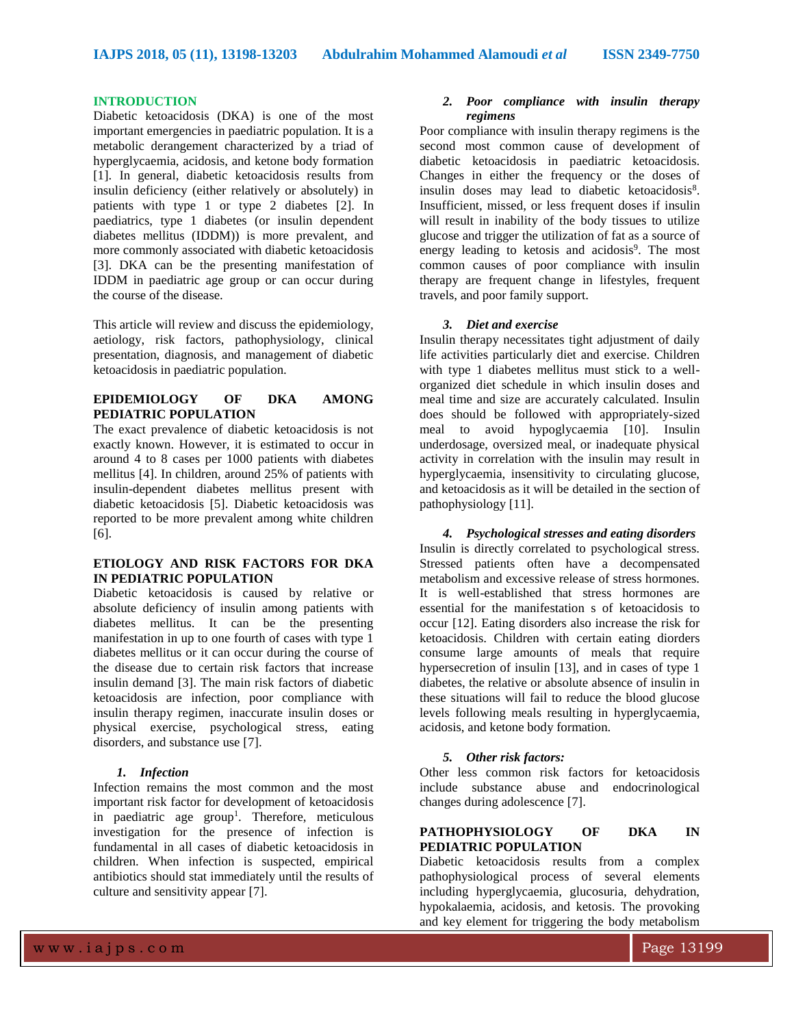## INTRODUCTION

Diabetic ketoacidosis (DKA) is one of the most important emergencies in paediatric population. It is a metabolic derangement characterized by a triad of hyperglycaemia, acidosis, and ketone body formation [1]. In general, diabetic ketoacidosis results from insulin deficiency (either relatively or absolutely) in patients with type 1 or type 2 diabetes [2]. In paediatrics, type 1 diabetes (or insulin dependent diabetes mellitus (IDDM)) is more prevalent, and more commonly associated with diabetic ketoacidosis [3]. DKA can be the presenting manifestation of IDDM in paediatric age group or can occur during the course of the disease.

This article will review and discuss the epidemiology, aetiology, risk factors, pathophysiology, clinical presentation, diagnosis, and management of diabetic ketoacidosis in paediatric population.

## EPIDEMIOLOGY OF DKA AMONG PEDIATRIC POPULATION

The exact prevalence of diabetic ketoacidosis is not exactly known. However, it is estimated to occur in around 4 to 8 cases per 1000 patients with diabetes mellitus [4]. In children, around 25% of patients with insulin-dependent diabetes mellitus present with diabetic ketoacidosis [5]. Diabetic ketoacidosis was reported to be more prevalent among white children [6].

## ETIOLOGY AND RISK FACTORS FOR DKA IN PEDIATRIC POPULATION

Diabetic ketoacidosis is caused by relative or absolute deficiency of insulin among patients with diabetes mellitus. It can be the presenting manifestation in up to one fourth of cases with type 1 diabetes mellitus or it can occur during the course of the disease due to certain risk factors that increase insulin demand [3]. The main risk factors of diabetic ketoacidosis are infection, poor compliance with insulin therapy regimen, inaccurate insulin doses or physical exercise, psychological stress, eating disorders, and substance use [7].

### *1. Infection*

Infection remains the most common and the most important risk factor for development of ketoacidosis in paediatric age group[1]. Therefore, meticulous investigation for the presence of infection is fundamental in all cases of diabetic ketoacidosis in children. When infection is suspected, empirical antibiotics should stat immediately until the results of culture and sensitivity appear [7].

### *2. Poor compliance with insulin therapy regimens*

Poor compliance with insulin therapy regimens is the second most common cause of development of diabetic ketoacidosis in paediatric ketoacidosis. Changes in either the frequency or the doses of insulin doses may lead to diabetic ketoacidosis[8]. Insufficient, missed, or less frequent doses if insulin will result in inability of the body tissues to utilize glucose and trigger the utilization of fat as a source of energy leading to ketosis and acidosis[9]. The most common causes of poor compliance with insulin therapy are frequent change in lifestyles, frequent travels, and poor family support.

### *3. Diet and exercise*

Insulin therapy necessitates tight adjustment of daily life activities particularly diet and exercise. Children with type 1 diabetes mellitus must stick to a well-organized diet schedule in which insulin doses and meal time and size are accurately calculated. Insulin does should be followed with appropriately-sized meal to avoid hypoglycaemia [10]. Insulin underdosage, oversized meal, or inadequate physical activity in correlation with the insulin may result in hyperglycaemia, insensitivity to circulating glucose, and ketoacidosis as it will be detailed in the section of pathophysiology [11].

### *4. Psychological stresses and eating disorders*

Insulin is directly correlated to psychological stress. Stressed patients often have a decompensated metabolism and excessive release of stress hormones. It is well-established that stress hormones are essential for the manifestation s of ketoacidosis to occur [12]. Eating disorders also increase the risk for ketoacidosis. Children with certain eating diorders consume large amounts of meals that require hypersecretion of insulin [13], and in cases of type 1 diabetes, the relative or absolute absence of insulin in these situations will fail to reduce the blood glucose levels following meals resulting in hyperglycaemia, acidosis, and ketone body formation.

### *5. Other risk factors:*

Other less common risk factors for ketoacidosis include substance abuse and endocrinological changes during adolescence [7].

## PATHOPHYSIOLOGY OF DKA IN PEDIATRIC POPULATION

Diabetic ketoacidosis results from a complex pathophysiological process of several elements including hyperglycaemia, glucosuria, dehydration, hypokalaemia, acidosis, and ketosis. The provoking and key element for triggering the body metabolism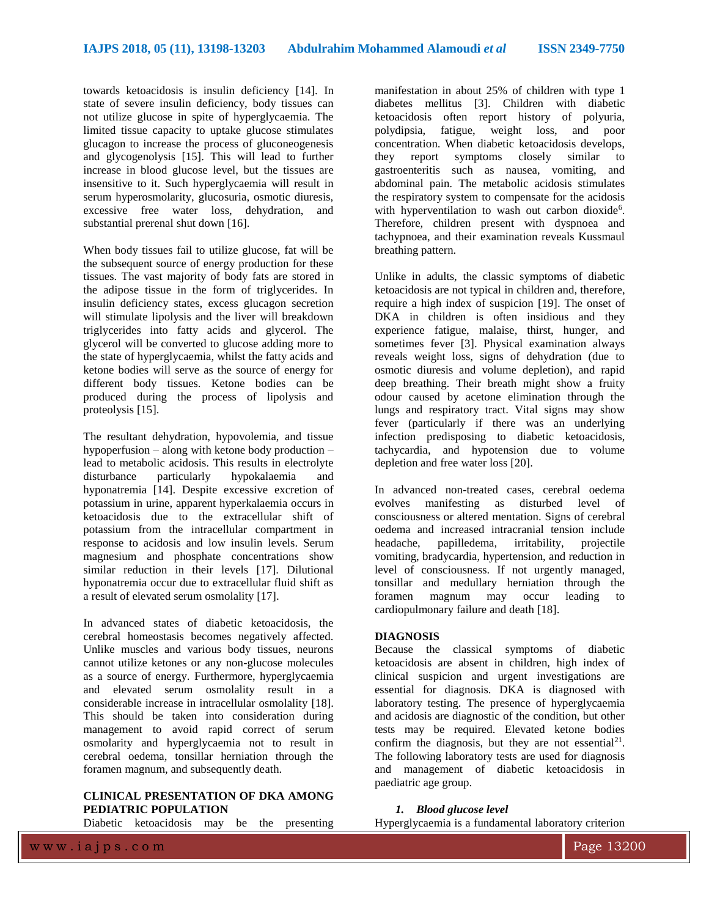towards ketoacidosis is insulin deficiency [14]. In state of severe insulin deficiency, body tissues can not utilize glucose in spite of hyperglycaemia. The limited tissue capacity to uptake glucose stimulates glucagon to increase the process of gluconeogenesis and glycogenolysis [15]. This will lead to further increase in blood glucose level, but the tissues are insensitive to it. Such hyperglycaemia will result in serum hyperosmolarity, glucosuria, osmotic diuresis, excessive free water loss, dehydration, and substantial prerenal shut down [16].

When body tissues fail to utilize glucose, fat will be the subsequent source of energy production for these tissues. The vast majority of body fats are stored in the adipose tissue in the form of triglycerides. In insulin deficiency states, excess glucagon secretion will stimulate lipolysis and the liver will breakdown triglycerides into fatty acids and glycerol. The glycerol will be converted to glucose adding more to the state of hyperglycaemia, whilst the fatty acids and ketone bodies will serve as the source of energy for different body tissues. Ketone bodies can be produced during the process of lipolysis and proteolysis [15].

The resultant dehydration, hypovolemia, and tissue hypoperfusion – along with ketone body production – lead to metabolic acidosis. This results in electrolyte disturbance particularly hypokalaemia and hyponatremia [14]. Despite excessive excretion of potassium in urine, apparent hyperkalaemia occurs in ketoacidosis due to the extracellular shift of potassium from the intracellular compartment in response to acidosis and low insulin levels. Serum magnesium and phosphate concentrations show similar reduction in their levels [17]. Dilutional hyponatremia occur due to extracellular fluid shift as a result of elevated serum osmolality [17].

In advanced states of diabetic ketoacidosis, the cerebral homeostasis becomes negatively affected. Unlike muscles and various body tissues, neurons cannot utilize ketones or any non-glucose molecules as a source of energy. Furthermore, hyperglycaemia and elevated serum osmolality result in a considerable increase in intracellular osmolality [18]. This should be taken into consideration during management to avoid rapid correct of serum osmolarity and hyperglycaemia not to result in cerebral oedema, tonsillar herniation through the foramen magnum, and subsequently death.

## CLINICAL PRESENTATION OF DKA AMONG PEDIATRIC POPULATION

Diabetic ketoacidosis may be the presenting manifestation in about 25% of children with type 1 diabetes mellitus [3]. Children with diabetic ketoacidosis often report history of polyuria, polydipsia, fatigue, weight loss, and poor concentration. When diabetic ketoacidosis develops, they report symptoms closely similar to gastroenteritis such as nausea, vomiting, and abdominal pain. The metabolic acidosis stimulates the respiratory system to compensate for the acidosis with hyperventilation to wash out carbon dioxide[6]. Therefore, children present with dyspnoea and tachypnoea, and their examination reveals Kussmaul breathing pattern.

Unlike in adults, the classic symptoms of diabetic ketoacidosis are not typical in children and, therefore, require a high index of suspicion [19]. The onset of DKA in children is often insidious and they experience fatigue, malaise, thirst, hunger, and sometimes fever [3]. Physical examination always reveals weight loss, signs of dehydration (due to osmotic diuresis and volume depletion), and rapid deep breathing. Their breath might show a fruity odour caused by acetone elimination through the lungs and respiratory tract. Vital signs may show fever (particularly if there was an underlying infection predisposing to diabetic ketoacidosis, tachycardia, and hypotension due to volume depletion and free water loss [20].

In advanced non-treated cases, cerebral oedema evolves manifesting as disturbed level of consciousness or altered mentation. Signs of cerebral oedema and increased intracranial tension include headache, papilledema, irritability, projectile vomiting, bradycardia, hypertension, and reduction in level of consciousness. If not urgently managed, tonsillar and medullary herniation through the foramen magnum may occur leading to cardiopulmonary failure and death [18].

## DIAGNOSIS

Because the classical symptoms of diabetic ketoacidosis are absent in children, high index of clinical suspicion and urgent investigations are essential for diagnosis. DKA is diagnosed with laboratory testing. The presence of hyperglycaemia and acidosis are diagnostic of the condition, but other tests may be required. Elevated ketone bodies confirm the diagnosis, but they are not essential[21]. The following laboratory tests are used for diagnosis and management of diabetic ketoacidosis in paediatric age group.

1. ***Blood glucose level***

Hyperglycaemia is a fundamental laboratory criterion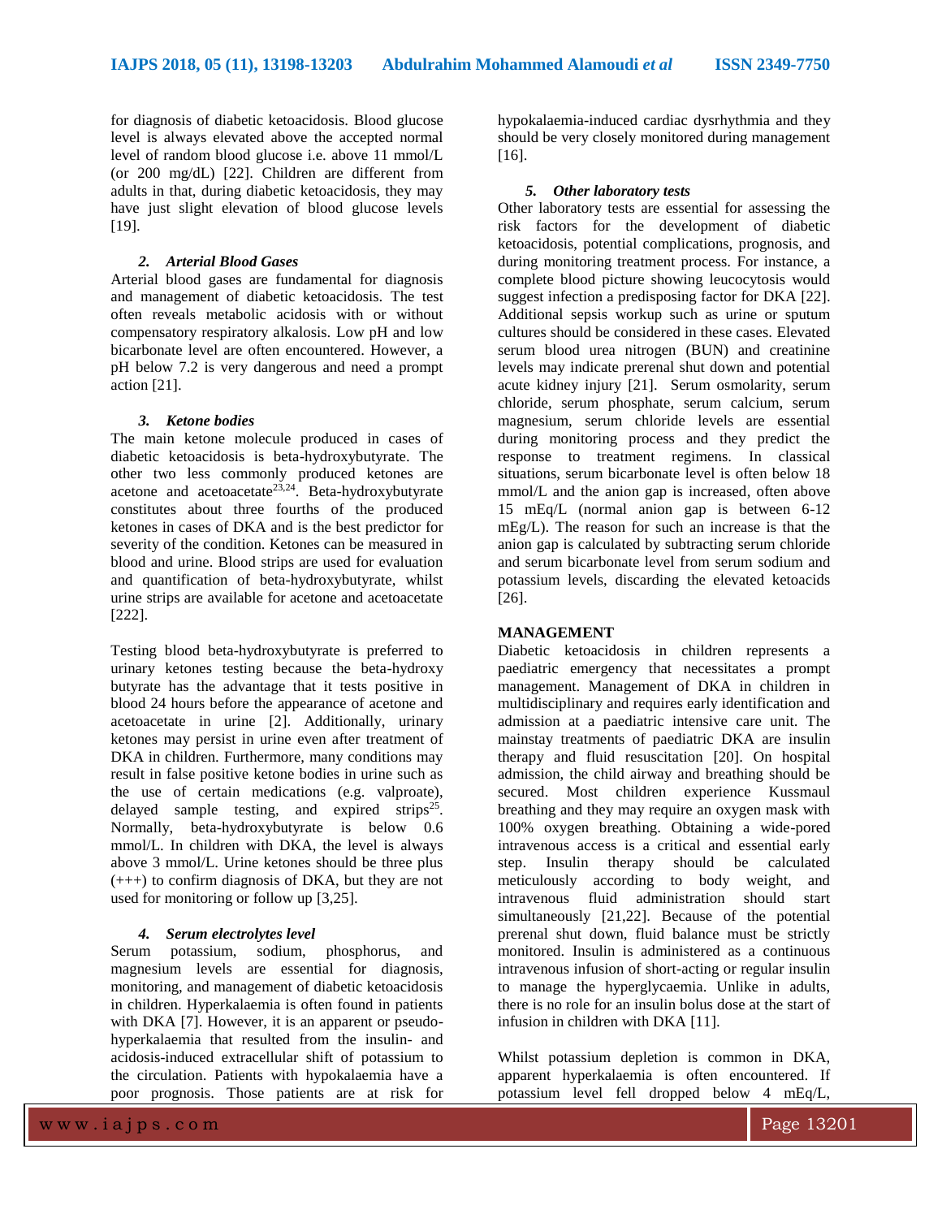for diagnosis of diabetic ketoacidosis. Blood glucose level is always elevated above the accepted normal level of random blood glucose i.e. above 11 mmol/L (or 200 mg/dL) [22]. Children are different from adults in that, during diabetic ketoacidosis, they may have just slight elevation of blood glucose levels [19].

### *2. Arterial Blood Gases*

Arterial blood gases are fundamental for diagnosis and management of diabetic ketoacidosis. The test often reveals metabolic acidosis with or without compensatory respiratory alkalosis. Low pH and low bicarbonate level are often encountered. However, a pH below 7.2 is very dangerous and need a prompt action [21].

### *3. Ketone bodies*

The main ketone molecule produced in cases of diabetic ketoacidosis is beta-hydroxybutyrate. The other two less commonly produced ketones are acetone and acetoacetate[23,24]. Beta-hydroxybutyrate constitutes about three fourths of the produced ketones in cases of DKA and is the best predictor for severity of the condition. Ketones can be measured in blood and urine. Blood strips are used for evaluation and quantification of beta-hydroxybutyrate, whilst urine strips are available for acetone and acetoacetate [222].

Testing blood beta-hydroxybutyrate is preferred to urinary ketones testing because the beta-hydroxy butyrate has the advantage that it tests positive in blood 24 hours before the appearance of acetone and acetoacetate in urine [2]. Additionally, urinary ketones may persist in urine even after treatment of DKA in children. Furthermore, many conditions may result in false positive ketone bodies in urine such as the use of certain medications (e.g. valproate), delayed sample testing, and expired strips[25]. Normally, beta-hydroxybutyrate is below 0.6 mmol/L. In children with DKA, the level is always above 3 mmol/L. Urine ketones should be three plus (+++) to confirm diagnosis of DKA, but they are not used for monitoring or follow up [3,25].

### *4. Serum electrolytes level*

Serum potassium, sodium, phosphorus, and magnesium levels are essential for diagnosis, monitoring, and management of diabetic ketoacidosis in children. Hyperkalaemia is often found in patients with DKA [7]. However, it is an apparent or pseudo-hyperkalaemia that resulted from the insulin- and acidosis-induced extracellular shift of potassium to the circulation. Patients with hypokalaemia have a poor prognosis. Those patients are at risk for hypokalaemia-induced cardiac dysrhythmia and they should be very closely monitored during management [16].

### *5. Other laboratory tests*

Other laboratory tests are essential for assessing the risk factors for the development of diabetic ketoacidosis, potential complications, prognosis, and during monitoring treatment process. For instance, a complete blood picture showing leucocytosis would suggest infection a predisposing factor for DKA [22]. Additional sepsis workup such as urine or sputum cultures should be considered in these cases. Elevated serum blood urea nitrogen (BUN) and creatinine levels may indicate prerenal shut down and potential acute kidney injury [21]. Serum osmolarity, serum chloride, serum phosphate, serum calcium, serum magnesium, serum chloride levels are essential during monitoring process and they predict the response to treatment regimens. In classical situations, serum bicarbonate level is often below 18 mmol/L and the anion gap is increased, often above 15 mEq/L (normal anion gap is between 6-12 mEg/L). The reason for such an increase is that the anion gap is calculated by subtracting serum chloride and serum bicarbonate level from serum sodium and potassium levels, discarding the elevated ketoacids [26].

## MANAGEMENT

Diabetic ketoacidosis in children represents a paediatric emergency that necessitates a prompt management. Management of DKA in children in multidisciplinary and requires early identification and admission at a paediatric intensive care unit. The mainstay treatments of paediatric DKA are insulin therapy and fluid resuscitation [20]. On hospital admission, the child airway and breathing should be secured. Most children experience Kussmaul breathing and they may require an oxygen mask with 100% oxygen breathing. Obtaining a wide-pored intravenous access is a critical and essential early step. Insulin therapy should be calculated meticulously according to body weight, and intravenous fluid administration should start simultaneously [21,22]. Because of the potential prerenal shut down, fluid balance must be strictly monitored. Insulin is administered as a continuous intravenous infusion of short-acting or regular insulin to manage the hyperglycaemia. Unlike in adults, there is no role for an insulin bolus dose at the start of infusion in children with DKA [11].

Whilst potassium depletion is common in DKA, apparent hyperkalaemia is often encountered. If potassium level fell dropped below 4 mEq/L,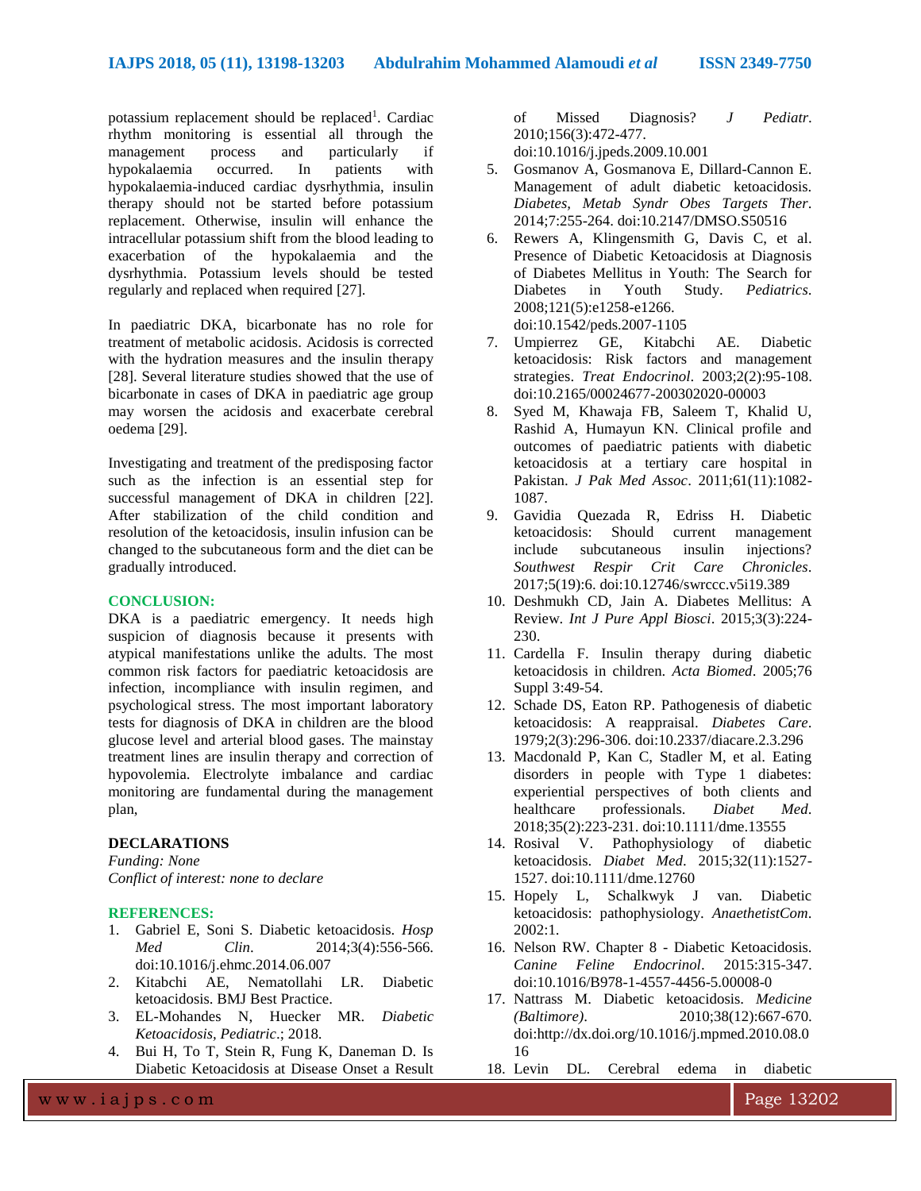potassium replacement should be replaced[1]. Cardiac rhythm monitoring is essential all through the management process and particularly if hypokalaemia occurred. In patients with hypokalaemia-induced cardiac dysrhythmia, insulin therapy should not be started before potassium replacement. Otherwise, insulin will enhance the intracellular potassium shift from the blood leading to exacerbation of the hypokalaemia and the dysrhythmia. Potassium levels should be tested regularly and replaced when required [27].

In paediatric DKA, bicarbonate has no role for treatment of metabolic acidosis. Acidosis is corrected with the hydration measures and the insulin therapy [28]. Several literature studies showed that the use of bicarbonate in cases of DKA in paediatric age group may worsen the acidosis and exacerbate cerebral oedema [29].

Investigating and treatment of the predisposing factor such as the infection is an essential step for successful management of DKA in children [22]. After stabilization of the child condition and resolution of the ketoacidosis, insulin infusion can be changed to the subcutaneous form and the diet can be gradually introduced.

## CONCLUSION:

DKA is a paediatric emergency. It needs high suspicion of diagnosis because it presents with atypical manifestations unlike the adults. The most common risk factors for paediatric ketoacidosis are infection, incompliance with insulin regimen, and psychological stress. The most important laboratory tests for diagnosis of DKA in children are the blood glucose level and arterial blood gases. The mainstay treatment lines are insulin therapy and correction of hypovolemia. Electrolyte imbalance and cardiac monitoring are fundamental during the management plan,

## DECLARATIONS

*Funding: None*
*Conflict of interest: none to declare*

## REFERENCES:

1. Gabriel E, Soni S. Diabetic ketoacidosis. *Hosp Med Clin*. 2014;3(4):556-566. doi:10.1016/j.ehmc.2014.06.007
2. Kitabchi AE, Nematollahi LR. Diabetic ketoacidosis. BMJ Best Practice.
3. EL-Mohandes N, Huecker MR. *Diabetic Ketoacidosis, Pediatric*.; 2018.
4. Bui H, To T, Stein R, Fung K, Daneman D. Is Diabetic Ketoacidosis at Disease Onset a Result of Missed Diagnosis? *J Pediatr*. 2010;156(3):472-477. doi:10.1016/j.jpeds.2009.10.001
5. Gosmanov A, Gosmanova E, Dillard-Cannon E. Management of adult diabetic ketoacidosis. *Diabetes, Metab Syndr Obes Targets Ther*. 2014;7:255-264. doi:10.2147/DMSO.S50516
6. Rewers A, Klingensmith G, Davis C, et al. Presence of Diabetic Ketoacidosis at Diagnosis of Diabetes Mellitus in Youth: The Search for Diabetes in Youth Study. *Pediatrics*. 2008;121(5):e1258-e1266. doi:10.1542/peds.2007-1105
7. Umpierrez GE, Kitabchi AE. Diabetic ketoacidosis: Risk factors and management strategies. *Treat Endocrinol*. 2003;2(2):95-108. doi:10.2165/00024677-200302020-00003
8. Syed M, Khawaja FB, Saleem T, Khalid U, Rashid A, Humayun KN. Clinical profile and outcomes of paediatric patients with diabetic ketoacidosis at a tertiary care hospital in Pakistan. *J Pak Med Assoc*. 2011;61(11):1082-1087.
9. Gavidia Quezada R, Edriss H. Diabetic ketoacidosis: Should current management include subcutaneous insulin injections? *Southwest Respir Crit Care Chronicles*. 2017;5(19):6. doi:10.12746/swrccc.v5i19.389
10. Deshmukh CD, Jain A. Diabetes Mellitus: A Review. *Int J Pure Appl Biosci*. 2015;3(3):224-230.
11. Cardella F. Insulin therapy during diabetic ketoacidosis in children. *Acta Biomed*. 2005;76 Suppl 3:49-54.
12. Schade DS, Eaton RP. Pathogenesis of diabetic ketoacidosis: A reappraisal. *Diabetes Care*. 1979;2(3):296-306. doi:10.2337/diacare.2.3.296
13. Macdonald P, Kan C, Stadler M, et al. Eating disorders in people with Type 1 diabetes: experiential perspectives of both clients and healthcare professionals. *Diabet Med*. 2018;35(2):223-231. doi:10.1111/dme.13555
14. Rosival V. Pathophysiology of diabetic ketoacidosis. *Diabet Med*. 2015;32(11):1527-1527. doi:10.1111/dme.12760
15. Hopely L, Schalkwyk J van. Diabetic ketoacidosis: pathophysiology. *AnaethetistCom*. 2002:1.
16. Nelson RW. Chapter 8 - Diabetic Ketoacidosis. *Canine Feline Endocrinol*. 2015:315-347. doi:10.1016/B978-1-4557-4456-5.00008-0
17. Nattrass M. Diabetic ketoacidosis. *Medicine (Baltimore)*. 2010;38(12):667-670. doi:http://dx.doi.org/10.1016/j.mpmed.2010.08.016
18. Levin DL. Cerebral edema in diabetic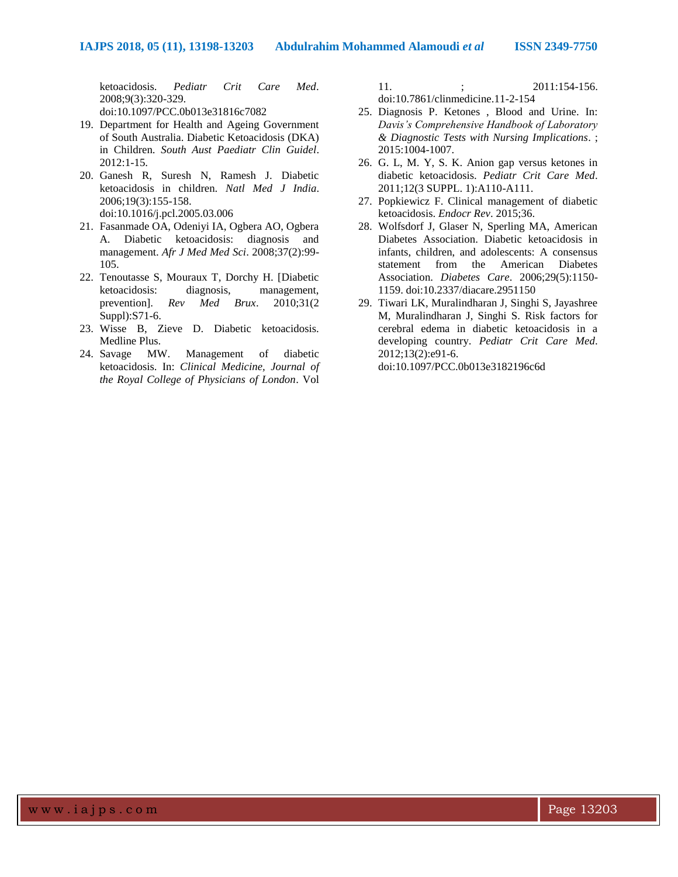ketoacidosis. *Pediatr Crit Care Med*. 2008;9(3):320-329. doi:10.1097/PCC.0b013e31816c7082

19. Department for Health and Ageing Government of South Australia. Diabetic Ketoacidosis (DKA) in Children. *South Aust Paediatr Clin Guidel*. 2012:1-15.
20. Ganesh R, Suresh N, Ramesh J. Diabetic ketoacidosis in children. *Natl Med J India*. 2006;19(3):155-158. doi:10.1016/j.pcl.2005.03.006
21. Fasanmade OA, Odeniyi IA, Ogbera AO, Ogbera A. Diabetic ketoacidosis: diagnosis and management. *Afr J Med Med Sci*. 2008;37(2):99-105.
22. Tenoutasse S, Mouraux T, Dorchy H. [Diabetic ketoacidosis: diagnosis, management, prevention]. *Rev Med Brux*. 2010;31(2 Suppl):S71-6.
23. Wisse B, Zieve D. Diabetic ketoacidosis. Medline Plus.
24. Savage MW. Management of diabetic ketoacidosis. In: *Clinical Medicine, Journal of the Royal College of Physicians of London*. Vol 11. ; 2011:154-156. doi:10.7861/clinmedicine.11-2-154
25. Diagnosis P. Ketones , Blood and Urine. In: *Davis's Comprehensive Handbook of Laboratory & Diagnostic Tests with Nursing Implications*. ; 2015:1004-1007.
26. G. L, M. Y, S. K. Anion gap versus ketones in diabetic ketoacidosis. *Pediatr Crit Care Med*. 2011;12(3 SUPPL. 1):A110-A111.
27. Popkiewicz F. Clinical management of diabetic ketoacidosis. *Endocr Rev*. 2015;36.
28. Wolfsdorf J, Glaser N, Sperling MA, American Diabetes Association. Diabetic ketoacidosis in infants, children, and adolescents: A consensus statement from the American Diabetes Association. *Diabetes Care*. 2006;29(5):1150-1159. doi:10.2337/diacare.2951150
29. Tiwari LK, Muralindharan J, Singhi S, Jayashree M, Muralindharan J, Singhi S. Risk factors for cerebral edema in diabetic ketoacidosis in a developing country. *Pediatr Crit Care Med*. 2012;13(2):e91-6. doi:10.1097/PCC.0b013e3182196c6d